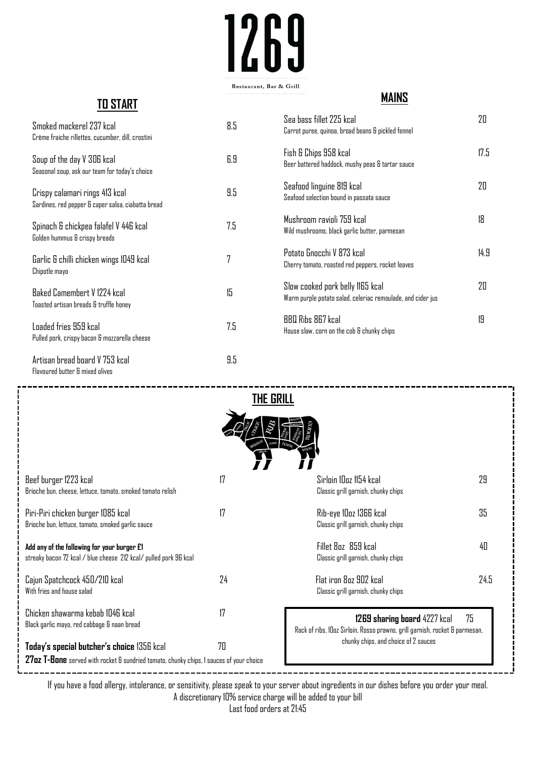# 1269

Restaurant, Bar & Grill

## TO START

| Dish | Price |
|---|---|
| Smoked mackerel 237 kcal<br>Crème fraiche rillettes, cucumber, dill, crostini | 8.5 |
| Soup of the day V 306 kcal<br>Seasonal soup, ask our team for today's choice | 6.9 |
| Crispy calamari rings 413 kcal<br>Sardines, red pepper & caper salsa, ciabatta bread | 9.5 |
| Spinach & chickpea falafel V 446 kcal<br>Golden hummus & crispy breads | 7.5 |
| Garlic & chilli chicken wings 1049 kcal<br>Chipotle mayo | 7 |
| Baked Camembert V 1224 kcal<br>Toasted artisan breads & truffle honey | 15 |
| Loaded fries 959 kcal<br>Pulled pork, crispy bacon & mozzarella cheese | 7.5 |
| Artisan bread board V 753 kcal<br>Flavoured butter & mixed olives | 9.5 |

## MAINS

| Dish | Price |
|---|---|
| Sea bass fillet 225 kcal<br>Carrot puree, quinoa, broad beans & pickled fennel | 20 |
| Fish & Chips 958 kcal<br>Beer battered haddock, mushy peas & tartar sauce | 17.5 |
| Seafood linguine 819 kcal<br>Seafood selection bound in passata sauce | 20 |
| Mushroom ravioli 759 kcal<br>Wild mushrooms, black garlic butter, parmesan | 18 |
| Potato Gnocchi V 873 kcal<br>Cherry tomato, roasted red peppers, rocket leaves | 14.9 |
| Slow cooked pork belly 1165 kcal<br>Warm purple potato salad, celeriac remoulade, and cider jus | 20 |
| BBQ Ribs 867 kcal<br>House slaw, corn on the cob & chunky chips | 19 |

## THE GRILL

| Dish | Price |
|---|---|
| Beef burger 1223 kcal<br>Brioche bun, cheese, lettuce, tomato, smoked tomato relish | 17 |
| Piri-Piri chicken burger 1085 kcal<br>Brioche bun, lettuce, tomato, smoked garlic sauce | 17 |
| **Add any of the following for your burger £1**<br>streaky bacon 72 kcal / blue cheese 212 kcal/ pulled pork 96 kcal | |
| Cajun Spatchcock 450/210 kcal<br>With fries and house salad | 24 |
| Chicken shawarma kebab 1046 kcal<br>Black garlic mayo, red cabbage & naan bread | 17 |
| **Today's special butcher's choice** 1356 kcal<br>**27oz T-Bone** served with rocket & sundried tomato, chunky chips, 1 sauces of your choice | 70 |
| Sirloin 10oz 1154 kcal<br>Classic grill garnish, chunky chips | 29 |
| Rib-eye 10oz 1366 kcal<br>Classic grill garnish, chunky chips | 35 |
| Fillet 8oz 859 kcal<br>Classic grill garnish, chunky chips | 40 |
| Flat iron 8oz 902 kcal<br>Classic grill garnish, chunky chips | 24.5 |
| **1269 sharing board** 4227 kcal<br>Rack of ribs, 10oz Sirloin, Rosso prawns, grill garnish, rocket & parmesan, chunky chips, and choice of 2 sauces | 75 |

If you have a food allergy, intolerance, or sensitivity, please speak to your server about ingredients in our dishes before you order your meal.
A discretionary 10% service charge will be added to your bill
Last food orders at 21:45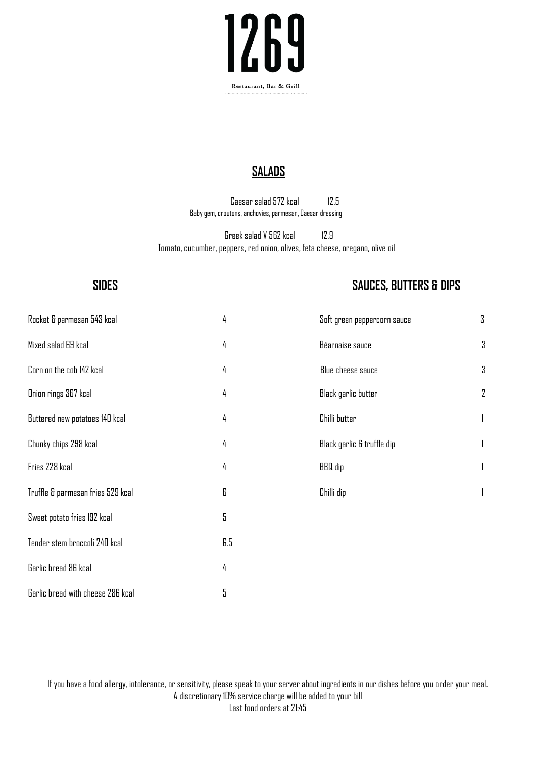# 1269

Restaurant, Bar & Grill

## SALADS

Caesar salad 572 kcal 12.5
Baby gem, croutons, anchovies, parmesan, Caesar dressing

Greek salad V 562 kcal 12.9
Tomato, cucumber, peppers, red onion, olives, feta cheese, oregano, olive oil

## SIDES

| | |
|---|---|
| Rocket & parmesan 543 kcal | 4 |
| Mixed salad 69 kcal | 4 |
| Corn on the cob 142 kcal | 4 |
| Onion rings 367 kcal | 4 |
| Buttered new potatoes 140 kcal | 4 |
| Chunky chips 298 kcal | 4 |
| Fries 228 kcal | 4 |
| Truffle & parmesan fries 529 kcal | 6 |
| Sweet potato fries 192 kcal | 5 |
| Tender stem broccoli 240 kcal | 6.5 |
| Garlic bread 86 kcal | 4 |
| Garlic bread with cheese 286 kcal | 5 |

## SAUCES, BUTTERS & DIPS

| | |
|---|---|
| Soft green peppercorn sauce | 3 |
| Béarnaise sauce | 3 |
| Blue cheese sauce | 3 |
| Black garlic butter | 2 |
| Chilli butter | 1 |
| Black garlic & truffle dip | 1 |
| BBQ dip | 1 |
| Chilli dip | 1 |

If you have a food allergy, intolerance, or sensitivity, please speak to your server about ingredients in our dishes before you order your meal.
A discretionary 10% service charge will be added to your bill
Last food orders at 21:45